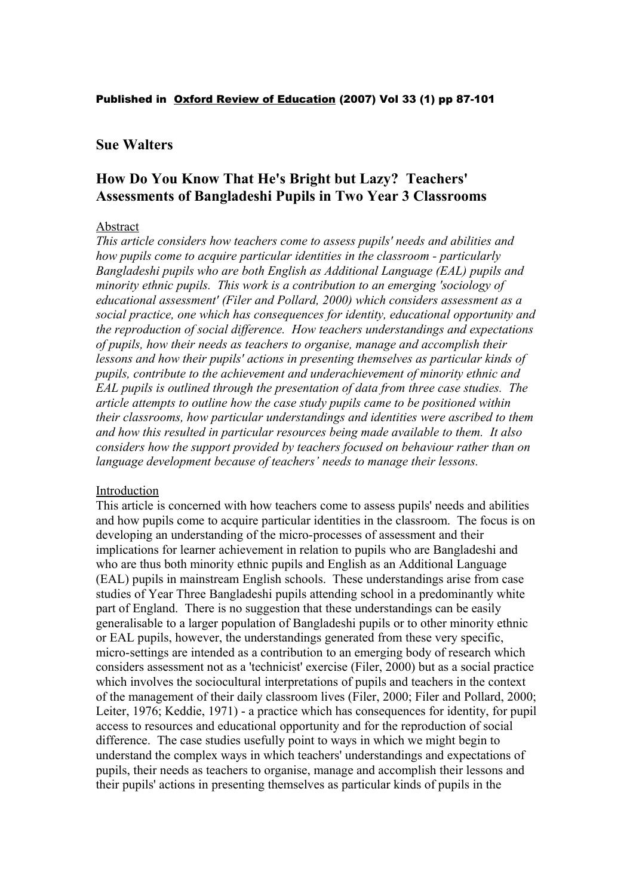**Published in Oxford Review of Education (2007) Vol 33 (1) pp 87-101**

**Sue Walters**

# How Do You Know That He's Bright but Lazy? Teachers' Assessments of Bangladeshi Pupils in Two Year 3 Classrooms

## Abstract

*This article considers how teachers come to assess pupils' needs and abilities and how pupils come to acquire particular identities in the classroom - particularly Bangladeshi pupils who are both English as Additional Language (EAL) pupils and minority ethnic pupils. This work is a contribution to an emerging 'sociology of educational assessment' (Filer and Pollard, 2000) which considers assessment as a social practice, one which has consequences for identity, educational opportunity and the reproduction of social difference. How teachers understandings and expectations of pupils, how their needs as teachers to organise, manage and accomplish their lessons and how their pupils' actions in presenting themselves as particular kinds of pupils, contribute to the achievement and underachievement of minority ethnic and EAL pupils is outlined through the presentation of data from three case studies. The article attempts to outline how the case study pupils came to be positioned within their classrooms, how particular understandings and identities were ascribed to them and how this resulted in particular resources being made available to them. It also considers how the support provided by teachers focused on behaviour rather than on language development because of teachers' needs to manage their lessons.*

## Introduction

This article is concerned with how teachers come to assess pupils' needs and abilities and how pupils come to acquire particular identities in the classroom. The focus is on developing an understanding of the micro-processes of assessment and their implications for learner achievement in relation to pupils who are Bangladeshi and who are thus both minority ethnic pupils and English as an Additional Language (EAL) pupils in mainstream English schools. These understandings arise from case studies of Year Three Bangladeshi pupils attending school in a predominantly white part of England. There is no suggestion that these understandings can be easily generalisable to a larger population of Bangladeshi pupils or to other minority ethnic or EAL pupils, however, the understandings generated from these very specific, micro-settings are intended as a contribution to an emerging body of research which considers assessment not as a 'technicist' exercise (Filer, 2000) but as a social practice which involves the sociocultural interpretations of pupils and teachers in the context of the management of their daily classroom lives (Filer, 2000; Filer and Pollard, 2000; Leiter, 1976; Keddie, 1971) - a practice which has consequences for identity, for pupil access to resources and educational opportunity and for the reproduction of social difference. The case studies usefully point to ways in which we might begin to understand the complex ways in which teachers' understandings and expectations of pupils, their needs as teachers to organise, manage and accomplish their lessons and their pupils' actions in presenting themselves as particular kinds of pupils in the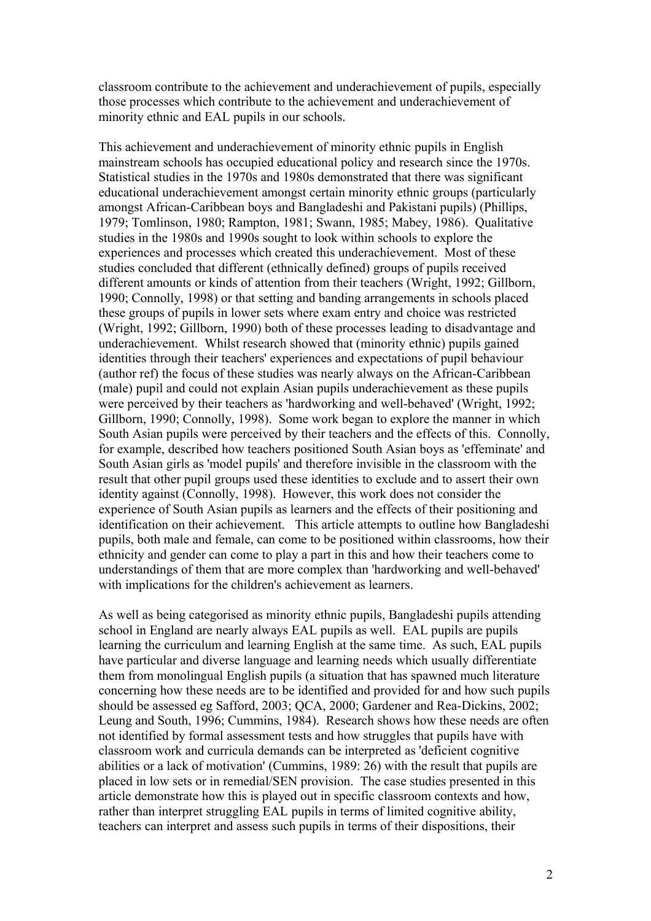classroom contribute to the achievement and underachievement of pupils, especially those processes which contribute to the achievement and underachievement of minority ethnic and EAL pupils in our schools.

This achievement and underachievement of minority ethnic pupils in English mainstream schools has occupied educational policy and research since the 1970s. Statistical studies in the 1970s and 1980s demonstrated that there was significant educational underachievement amongst certain minority ethnic groups (particularly amongst African-Caribbean boys and Bangladeshi and Pakistani pupils) (Phillips, 1979; Tomlinson, 1980; Rampton, 1981; Swann, 1985; Mabey, 1986). Qualitative studies in the 1980s and 1990s sought to look within schools to explore the experiences and processes which created this underachievement. Most of these studies concluded that different (ethnically defined) groups of pupils received different amounts or kinds of attention from their teachers (Wright, 1992; Gillborn, 1990; Connolly, 1998) or that setting and banding arrangements in schools placed these groups of pupils in lower sets where exam entry and choice was restricted (Wright, 1992; Gillborn, 1990) both of these processes leading to disadvantage and underachievement. Whilst research showed that (minority ethnic) pupils gained identities through their teachers' experiences and expectations of pupil behaviour (author ref) the focus of these studies was nearly always on the African-Caribbean (male) pupil and could not explain Asian pupils underachievement as these pupils were perceived by their teachers as 'hardworking and well-behaved' (Wright, 1992; Gillborn, 1990; Connolly, 1998). Some work began to explore the manner in which South Asian pupils were perceived by their teachers and the effects of this. Connolly, for example, described how teachers positioned South Asian boys as 'effeminate' and South Asian girls as 'model pupils' and therefore invisible in the classroom with the result that other pupil groups used these identities to exclude and to assert their own identity against (Connolly, 1998). However, this work does not consider the experience of South Asian pupils as learners and the effects of their positioning and identification on their achievement. This article attempts to outline how Bangladeshi pupils, both male and female, can come to be positioned within classrooms, how their ethnicity and gender can come to play a part in this and how their teachers come to understandings of them that are more complex than 'hardworking and well-behaved' with implications for the children's achievement as learners.

As well as being categorised as minority ethnic pupils, Bangladeshi pupils attending school in England are nearly always EAL pupils as well. EAL pupils are pupils learning the curriculum and learning English at the same time. As such, EAL pupils have particular and diverse language and learning needs which usually differentiate them from monolingual English pupils (a situation that has spawned much literature concerning how these needs are to be identified and provided for and how such pupils should be assessed eg Safford, 2003; QCA, 2000; Gardener and Rea-Dickins, 2002; Leung and South, 1996; Cummins, 1984). Research shows how these needs are often not identified by formal assessment tests and how struggles that pupils have with classroom work and curricula demands can be interpreted as 'deficient cognitive abilities or a lack of motivation' (Cummins, 1989: 26) with the result that pupils are placed in low sets or in remedial/SEN provision. The case studies presented in this article demonstrate how this is played out in specific classroom contexts and how, rather than interpret struggling EAL pupils in terms of limited cognitive ability, teachers can interpret and assess such pupils in terms of their dispositions, their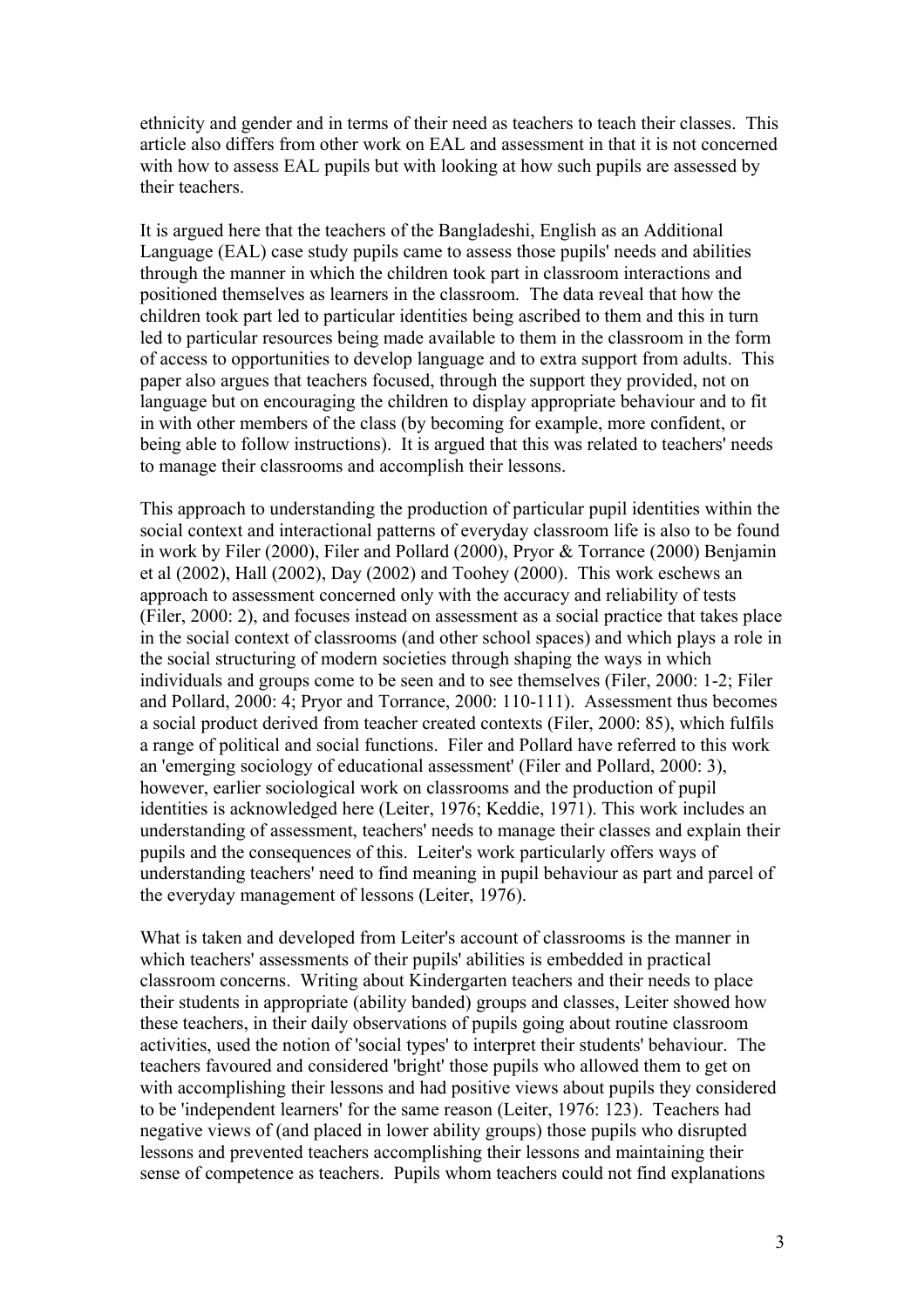ethnicity and gender and in terms of their need as teachers to teach their classes. This article also differs from other work on EAL and assessment in that it is not concerned with how to assess EAL pupils but with looking at how such pupils are assessed by their teachers.

It is argued here that the teachers of the Bangladeshi, English as an Additional Language (EAL) case study pupils came to assess those pupils' needs and abilities through the manner in which the children took part in classroom interactions and positioned themselves as learners in the classroom. The data reveal that how the children took part led to particular identities being ascribed to them and this in turn led to particular resources being made available to them in the classroom in the form of access to opportunities to develop language and to extra support from adults. This paper also argues that teachers focused, through the support they provided, not on language but on encouraging the children to display appropriate behaviour and to fit in with other members of the class (by becoming for example, more confident, or being able to follow instructions). It is argued that this was related to teachers' needs to manage their classrooms and accomplish their lessons.

This approach to understanding the production of particular pupil identities within the social context and interactional patterns of everyday classroom life is also to be found in work by Filer (2000), Filer and Pollard (2000), Pryor & Torrance (2000) Benjamin et al (2002), Hall (2002), Day (2002) and Toohey (2000). This work eschews an approach to assessment concerned only with the accuracy and reliability of tests (Filer, 2000: 2), and focuses instead on assessment as a social practice that takes place in the social context of classrooms (and other school spaces) and which plays a role in the social structuring of modern societies through shaping the ways in which individuals and groups come to be seen and to see themselves (Filer, 2000: 1-2; Filer and Pollard, 2000: 4; Pryor and Torrance, 2000: 110-111). Assessment thus becomes a social product derived from teacher created contexts (Filer, 2000: 85), which fulfils a range of political and social functions. Filer and Pollard have referred to this work an 'emerging sociology of educational assessment' (Filer and Pollard, 2000: 3), however, earlier sociological work on classrooms and the production of pupil identities is acknowledged here (Leiter, 1976; Keddie, 1971). This work includes an understanding of assessment, teachers' needs to manage their classes and explain their pupils and the consequences of this. Leiter's work particularly offers ways of understanding teachers' need to find meaning in pupil behaviour as part and parcel of the everyday management of lessons (Leiter, 1976).

What is taken and developed from Leiter's account of classrooms is the manner in which teachers' assessments of their pupils' abilities is embedded in practical classroom concerns. Writing about Kindergarten teachers and their needs to place their students in appropriate (ability banded) groups and classes, Leiter showed how these teachers, in their daily observations of pupils going about routine classroom activities, used the notion of 'social types' to interpret their students' behaviour. The teachers favoured and considered 'bright' those pupils who allowed them to get on with accomplishing their lessons and had positive views about pupils they considered to be 'independent learners' for the same reason (Leiter, 1976: 123). Teachers had negative views of (and placed in lower ability groups) those pupils who disrupted lessons and prevented teachers accomplishing their lessons and maintaining their sense of competence as teachers. Pupils whom teachers could not find explanations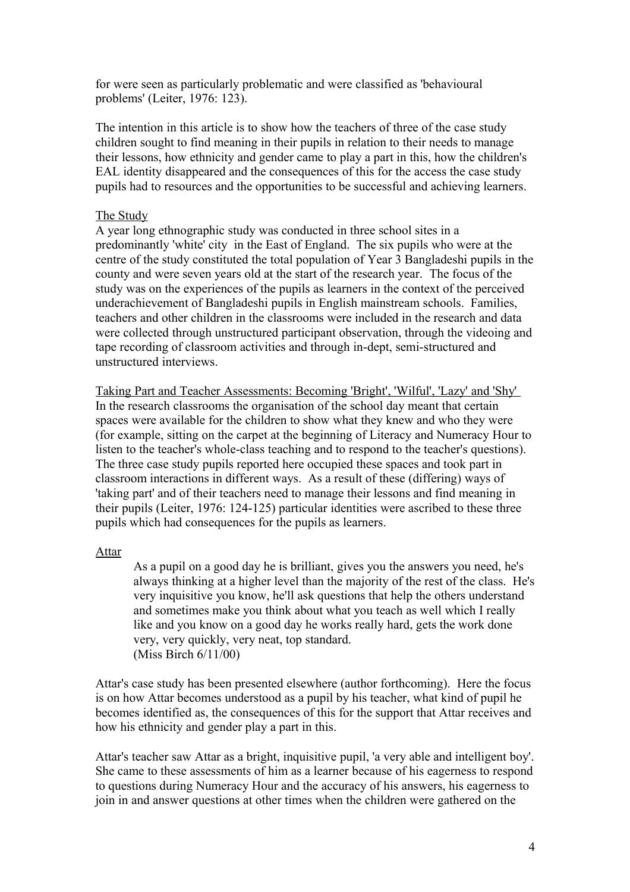for were seen as particularly problematic and were classified as 'behavioural problems' (Leiter, 1976: 123).

The intention in this article is to show how the teachers of three of the case study children sought to find meaning in their pupils in relation to their needs to manage their lessons, how ethnicity and gender came to play a part in this, how the children's EAL identity disappeared and the consequences of this for the access the case study pupils had to resources and the opportunities to be successful and achieving learners.

## The Study

A year long ethnographic study was conducted in three school sites in a predominantly 'white' city in the East of England. The six pupils who were at the centre of the study constituted the total population of Year 3 Bangladeshi pupils in the county and were seven years old at the start of the research year. The focus of the study was on the experiences of the pupils as learners in the context of the perceived underachievement of Bangladeshi pupils in English mainstream schools. Families, teachers and other children in the classrooms were included in the research and data were collected through unstructured participant observation, through the videoing and tape recording of classroom activities and through in-dept, semi-structured and unstructured interviews.

## Taking Part and Teacher Assessments: Becoming 'Bright', 'Wilful', 'Lazy' and 'Shy'

In the research classrooms the organisation of the school day meant that certain spaces were available for the children to show what they knew and who they were (for example, sitting on the carpet at the beginning of Literacy and Numeracy Hour to listen to the teacher's whole-class teaching and to respond to the teacher's questions). The three case study pupils reported here occupied these spaces and took part in classroom interactions in different ways. As a result of these (differing) ways of 'taking part' and of their teachers need to manage their lessons and find meaning in their pupils (Leiter, 1976: 124-125) particular identities were ascribed to these three pupils which had consequences for the pupils as learners.

### Attar

> As a pupil on a good day he is brilliant, gives you the answers you need, he's always thinking at a higher level than the majority of the rest of the class. He's very inquisitive you know, he'll ask questions that help the others understand and sometimes make you think about what you teach as well which I really like and you know on a good day he works really hard, gets the work done very, very quickly, very neat, top standard.
> (Miss Birch 6/11/00)

Attar's case study has been presented elsewhere (author forthcoming). Here the focus is on how Attar becomes understood as a pupil by his teacher, what kind of pupil he becomes identified as, the consequences of this for the support that Attar receives and how his ethnicity and gender play a part in this.

Attar's teacher saw Attar as a bright, inquisitive pupil, 'a very able and intelligent boy'. She came to these assessments of him as a learner because of his eagerness to respond to questions during Numeracy Hour and the accuracy of his answers, his eagerness to join in and answer questions at other times when the children were gathered on the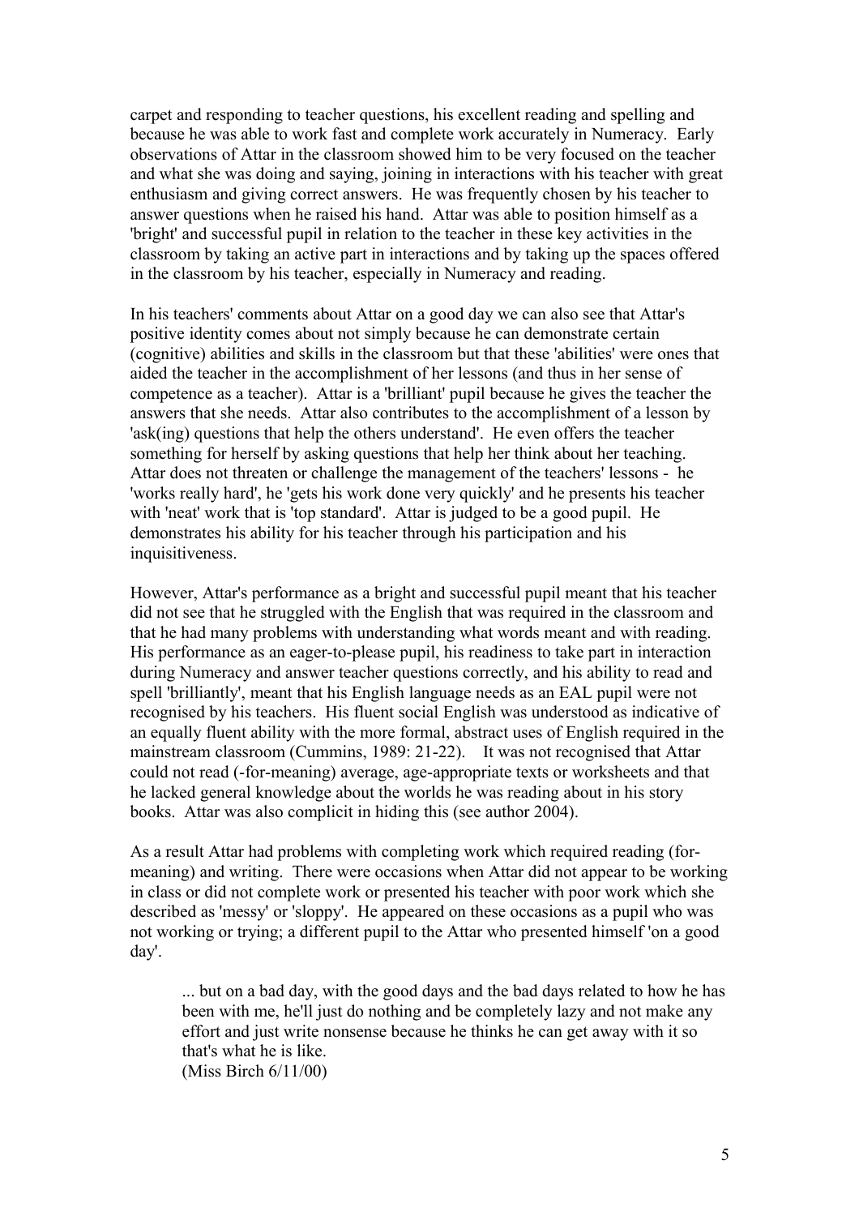carpet and responding to teacher questions, his excellent reading and spelling and because he was able to work fast and complete work accurately in Numeracy. Early observations of Attar in the classroom showed him to be very focused on the teacher and what she was doing and saying, joining in interactions with his teacher with great enthusiasm and giving correct answers. He was frequently chosen by his teacher to answer questions when he raised his hand. Attar was able to position himself as a 'bright' and successful pupil in relation to the teacher in these key activities in the classroom by taking an active part in interactions and by taking up the spaces offered in the classroom by his teacher, especially in Numeracy and reading.

In his teachers' comments about Attar on a good day we can also see that Attar's positive identity comes about not simply because he can demonstrate certain (cognitive) abilities and skills in the classroom but that these 'abilities' were ones that aided the teacher in the accomplishment of her lessons (and thus in her sense of competence as a teacher). Attar is a 'brilliant' pupil because he gives the teacher the answers that she needs. Attar also contributes to the accomplishment of a lesson by 'ask(ing) questions that help the others understand'. He even offers the teacher something for herself by asking questions that help her think about her teaching. Attar does not threaten or challenge the management of the teachers' lessons - he 'works really hard', he 'gets his work done very quickly' and he presents his teacher with 'neat' work that is 'top standard'. Attar is judged to be a good pupil. He demonstrates his ability for his teacher through his participation and his inquisitiveness.

However, Attar's performance as a bright and successful pupil meant that his teacher did not see that he struggled with the English that was required in the classroom and that he had many problems with understanding what words meant and with reading. His performance as an eager-to-please pupil, his readiness to take part in interaction during Numeracy and answer teacher questions correctly, and his ability to read and spell 'brilliantly', meant that his English language needs as an EAL pupil were not recognised by his teachers. His fluent social English was understood as indicative of an equally fluent ability with the more formal, abstract uses of English required in the mainstream classroom (Cummins, 1989: 21-22). It was not recognised that Attar could not read (-for-meaning) average, age-appropriate texts or worksheets and that he lacked general knowledge about the worlds he was reading about in his story books. Attar was also complicit in hiding this (see author 2004).

As a result Attar had problems with completing work which required reading (for-meaning) and writing. There were occasions when Attar did not appear to be working in class or did not complete work or presented his teacher with poor work which she described as 'messy' or 'sloppy'. He appeared on these occasions as a pupil who was not working or trying; a different pupil to the Attar who presented himself 'on a good day'.

> ... but on a bad day, with the good days and the bad days related to how he has been with me, he'll just do nothing and be completely lazy and not make any effort and just write nonsense because he thinks he can get away with it so that's what he is like.
> (Miss Birch 6/11/00)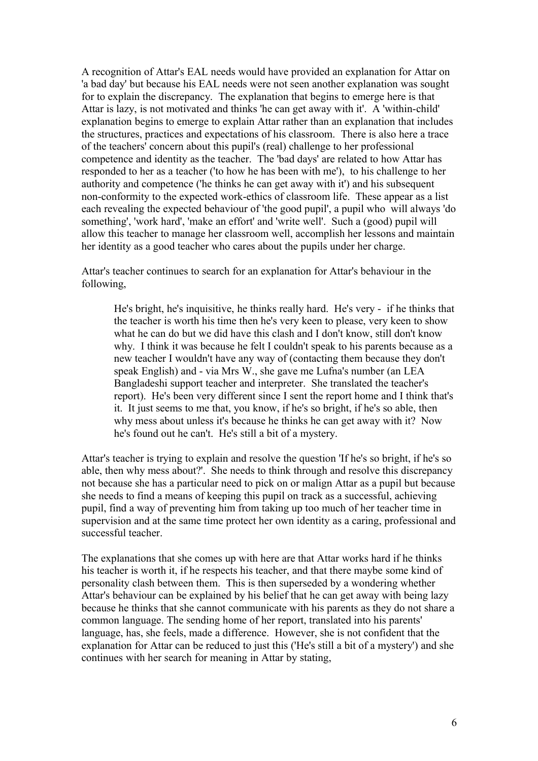A recognition of Attar's EAL needs would have provided an explanation for Attar on 'a bad day' but because his EAL needs were not seen another explanation was sought for to explain the discrepancy. The explanation that begins to emerge here is that Attar is lazy, is not motivated and thinks 'he can get away with it'. A 'within-child' explanation begins to emerge to explain Attar rather than an explanation that includes the structures, practices and expectations of his classroom. There is also here a trace of the teachers' concern about this pupil's (real) challenge to her professional competence and identity as the teacher. The 'bad days' are related to how Attar has responded to her as a teacher ('to how he has been with me'), to his challenge to her authority and competence ('he thinks he can get away with it') and his subsequent non-conformity to the expected work-ethics of classroom life. These appear as a list each revealing the expected behaviour of 'the good pupil', a pupil who will always 'do something', 'work hard', 'make an effort' and 'write well'. Such a (good) pupil will allow this teacher to manage her classroom well, accomplish her lessons and maintain her identity as a good teacher who cares about the pupils under her charge.

Attar's teacher continues to search for an explanation for Attar's behaviour in the following,

> He's bright, he's inquisitive, he thinks really hard. He's very - if he thinks that the teacher is worth his time then he's very keen to please, very keen to show what he can do but we did have this clash and I don't know, still don't know why. I think it was because he felt I couldn't speak to his parents because as a new teacher I wouldn't have any way of (contacting them because they don't speak English) and - via Mrs W., she gave me Lufna's number (an LEA Bangladeshi support teacher and interpreter. She translated the teacher's report). He's been very different since I sent the report home and I think that's it. It just seems to me that, you know, if he's so bright, if he's so able, then why mess about unless it's because he thinks he can get away with it? Now he's found out he can't. He's still a bit of a mystery.

Attar's teacher is trying to explain and resolve the question 'If he's so bright, if he's so able, then why mess about?'. She needs to think through and resolve this discrepancy not because she has a particular need to pick on or malign Attar as a pupil but because she needs to find a means of keeping this pupil on track as a successful, achieving pupil, find a way of preventing him from taking up too much of her teacher time in supervision and at the same time protect her own identity as a caring, professional and successful teacher.

The explanations that she comes up with here are that Attar works hard if he thinks his teacher is worth it, if he respects his teacher, and that there maybe some kind of personality clash between them. This is then superseded by a wondering whether Attar's behaviour can be explained by his belief that he can get away with being lazy because he thinks that she cannot communicate with his parents as they do not share a common language. The sending home of her report, translated into his parents' language, has, she feels, made a difference. However, she is not confident that the explanation for Attar can be reduced to just this ('He's still a bit of a mystery') and she continues with her search for meaning in Attar by stating,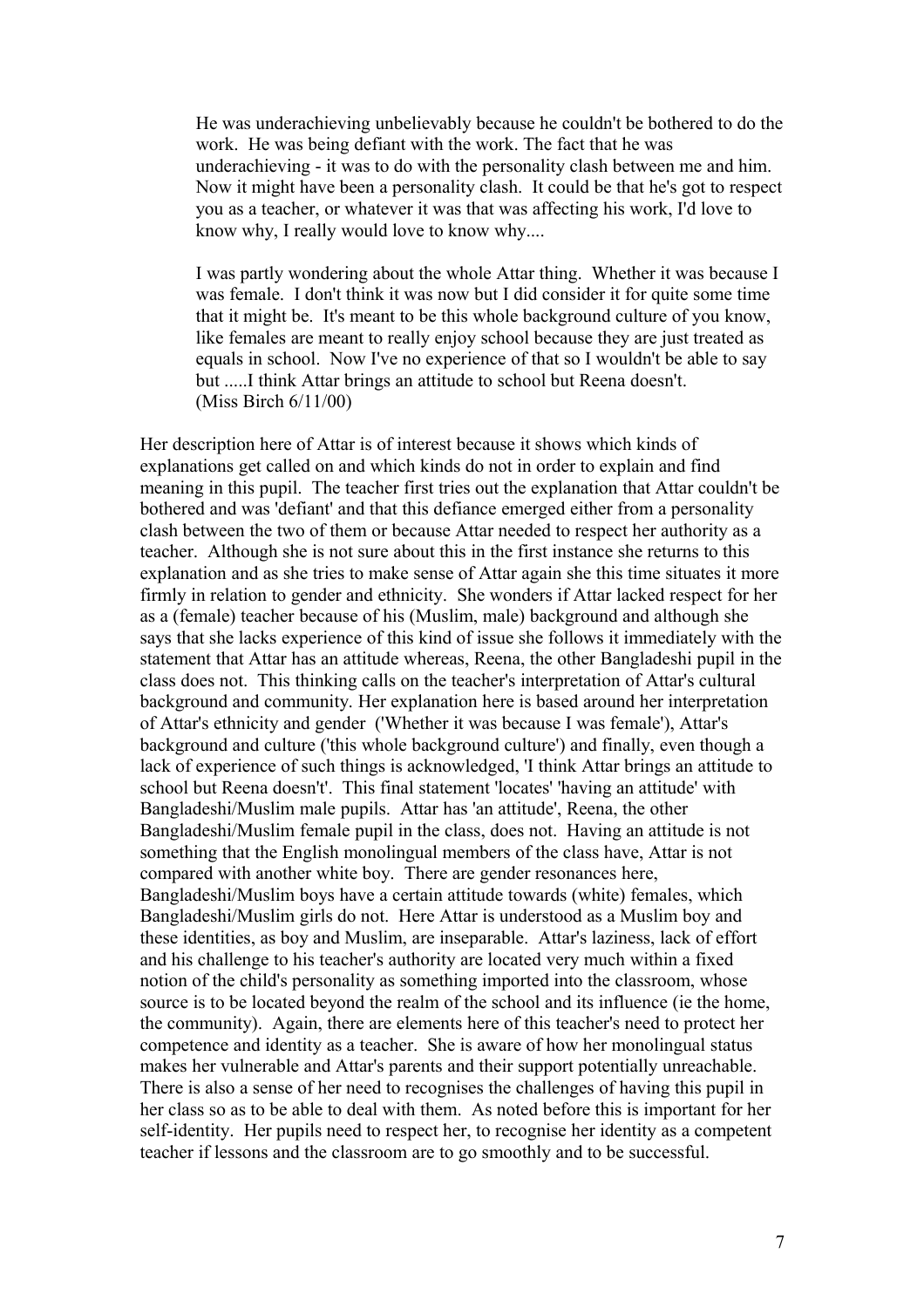> He was underachieving unbelievably because he couldn't be bothered to do the work. He was being defiant with the work. The fact that he was underachieving - it was to do with the personality clash between me and him. Now it might have been a personality clash. It could be that he's got to respect you as a teacher, or whatever it was that was affecting his work, I'd love to know why, I really would love to know why....
>
> I was partly wondering about the whole Attar thing. Whether it was because I was female. I don't think it was now but I did consider it for quite some time that it might be. It's meant to be this whole background culture of you know, like females are meant to really enjoy school because they are just treated as equals in school. Now I've no experience of that so I wouldn't be able to say but .....I think Attar brings an attitude to school but Reena doesn't.
> (Miss Birch 6/11/00)

Her description here of Attar is of interest because it shows which kinds of explanations get called on and which kinds do not in order to explain and find meaning in this pupil. The teacher first tries out the explanation that Attar couldn't be bothered and was 'defiant' and that this defiance emerged either from a personality clash between the two of them or because Attar needed to respect her authority as a teacher. Although she is not sure about this in the first instance she returns to this explanation and as she tries to make sense of Attar again she this time situates it more firmly in relation to gender and ethnicity. She wonders if Attar lacked respect for her as a (female) teacher because of his (Muslim, male) background and although she says that she lacks experience of this kind of issue she follows it immediately with the statement that Attar has an attitude whereas, Reena, the other Bangladeshi pupil in the class does not. This thinking calls on the teacher's interpretation of Attar's cultural background and community. Her explanation here is based around her interpretation of Attar's ethnicity and gender ('Whether it was because I was female'), Attar's background and culture ('this whole background culture') and finally, even though a lack of experience of such things is acknowledged, 'I think Attar brings an attitude to school but Reena doesn't'. This final statement 'locates' 'having an attitude' with Bangladeshi/Muslim male pupils. Attar has 'an attitude', Reena, the other Bangladeshi/Muslim female pupil in the class, does not. Having an attitude is not something that the English monolingual members of the class have, Attar is not compared with another white boy. There are gender resonances here, Bangladeshi/Muslim boys have a certain attitude towards (white) females, which Bangladeshi/Muslim girls do not. Here Attar is understood as a Muslim boy and these identities, as boy and Muslim, are inseparable. Attar's laziness, lack of effort and his challenge to his teacher's authority are located very much within a fixed notion of the child's personality as something imported into the classroom, whose source is to be located beyond the realm of the school and its influence (ie the home, the community). Again, there are elements here of this teacher's need to protect her competence and identity as a teacher. She is aware of how her monolingual status makes her vulnerable and Attar's parents and their support potentially unreachable. There is also a sense of her need to recognises the challenges of having this pupil in her class so as to be able to deal with them. As noted before this is important for her self-identity. Her pupils need to respect her, to recognise her identity as a competent teacher if lessons and the classroom are to go smoothly and to be successful.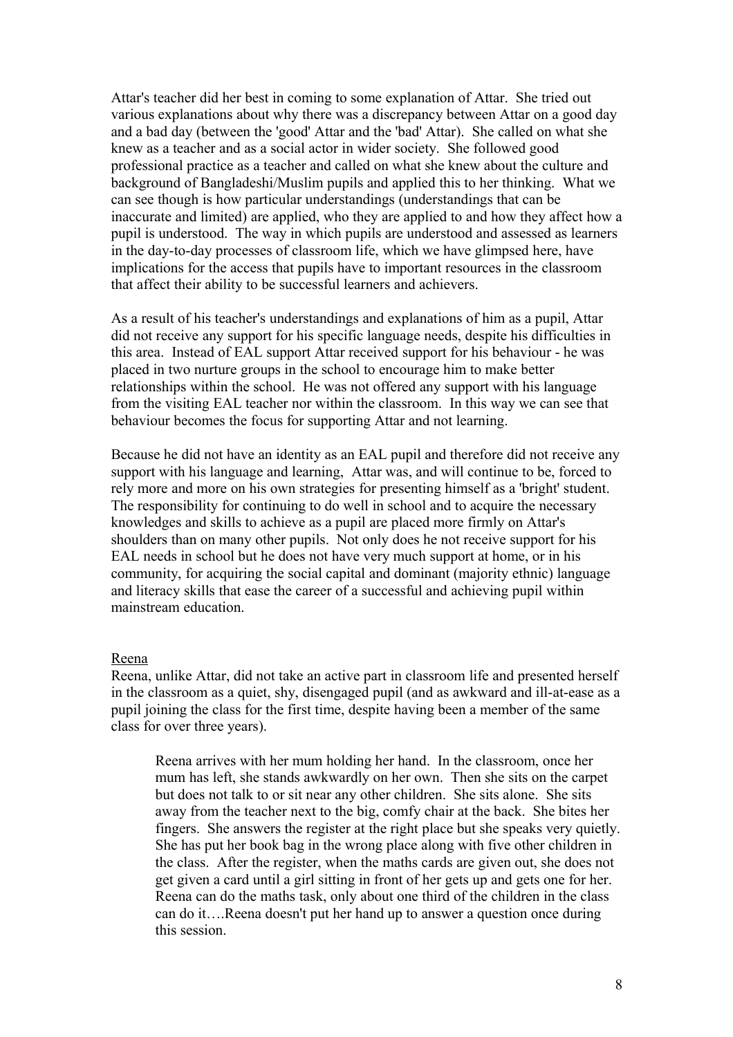Attar's teacher did her best in coming to some explanation of Attar. She tried out various explanations about why there was a discrepancy between Attar on a good day and a bad day (between the 'good' Attar and the 'bad' Attar). She called on what she knew as a teacher and as a social actor in wider society. She followed good professional practice as a teacher and called on what she knew about the culture and background of Bangladeshi/Muslim pupils and applied this to her thinking. What we can see though is how particular understandings (understandings that can be inaccurate and limited) are applied, who they are applied to and how they affect how a pupil is understood. The way in which pupils are understood and assessed as learners in the day-to-day processes of classroom life, which we have glimpsed here, have implications for the access that pupils have to important resources in the classroom that affect their ability to be successful learners and achievers.

As a result of his teacher's understandings and explanations of him as a pupil, Attar did not receive any support for his specific language needs, despite his difficulties in this area. Instead of EAL support Attar received support for his behaviour - he was placed in two nurture groups in the school to encourage him to make better relationships within the school. He was not offered any support with his language from the visiting EAL teacher nor within the classroom. In this way we can see that behaviour becomes the focus for supporting Attar and not learning.

Because he did not have an identity as an EAL pupil and therefore did not receive any support with his language and learning, Attar was, and will continue to be, forced to rely more and more on his own strategies for presenting himself as a 'bright' student. The responsibility for continuing to do well in school and to acquire the necessary knowledges and skills to achieve as a pupil are placed more firmly on Attar's shoulders than on many other pupils. Not only does he not receive support for his EAL needs in school but he does not have very much support at home, or in his community, for acquiring the social capital and dominant (majority ethnic) language and literacy skills that ease the career of a successful and achieving pupil within mainstream education.

<u>Reena</u>

Reena, unlike Attar, did not take an active part in classroom life and presented herself in the classroom as a quiet, shy, disengaged pupil (and as awkward and ill-at-ease as a pupil joining the class for the first time, despite having been a member of the same class for over three years).

> Reena arrives with her mum holding her hand. In the classroom, once her mum has left, she stands awkwardly on her own. Then she sits on the carpet but does not talk to or sit near any other children. She sits alone. She sits away from the teacher next to the big, comfy chair at the back. She bites her fingers. She answers the register at the right place but she speaks very quietly. She has put her book bag in the wrong place along with five other children in the class. After the register, when the maths cards are given out, she does not get given a card until a girl sitting in front of her gets up and gets one for her. Reena can do the maths task, only about one third of the children in the class can do it….Reena doesn't put her hand up to answer a question once during this session.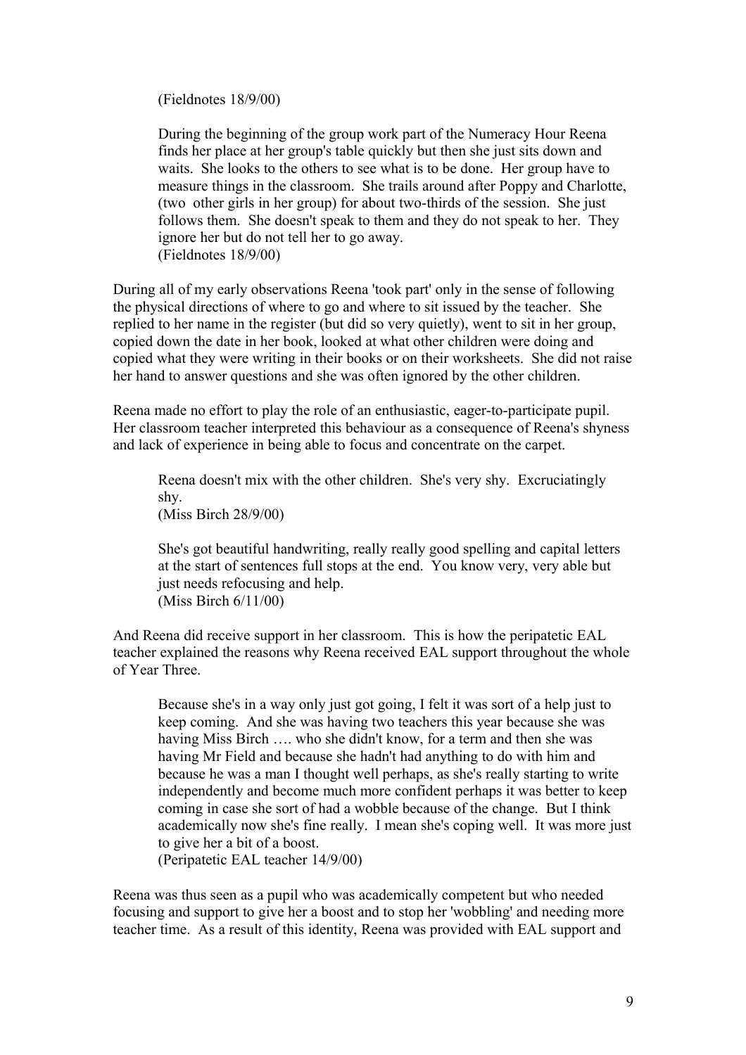> (Fieldnotes 18/9/00)
>
> During the beginning of the group work part of the Numeracy Hour Reena finds her place at her group's table quickly but then she just sits down and waits. She looks to the others to see what is to be done. Her group have to measure things in the classroom. She trails around after Poppy and Charlotte, (two other girls in her group) for about two-thirds of the session. She just follows them. She doesn't speak to them and they do not speak to her. They ignore her but do not tell her to go away.
> (Fieldnotes 18/9/00)

During all of my early observations Reena 'took part' only in the sense of following the physical directions of where to go and where to sit issued by the teacher. She replied to her name in the register (but did so very quietly), went to sit in her group, copied down the date in her book, looked at what other children were doing and copied what they were writing in their books or on their worksheets. She did not raise her hand to answer questions and she was often ignored by the other children.

Reena made no effort to play the role of an enthusiastic, eager-to-participate pupil. Her classroom teacher interpreted this behaviour as a consequence of Reena's shyness and lack of experience in being able to focus and concentrate on the carpet.

> Reena doesn't mix with the other children. She's very shy. Excruciatingly shy.
> (Miss Birch 28/9/00)
>
> She's got beautiful handwriting, really really good spelling and capital letters at the start of sentences full stops at the end. You know very, very able but just needs refocusing and help.
> (Miss Birch 6/11/00)

And Reena did receive support in her classroom. This is how the peripatetic EAL teacher explained the reasons why Reena received EAL support throughout the whole of Year Three.

> Because she's in a way only just got going, I felt it was sort of a help just to keep coming. And she was having two teachers this year because she was having Miss Birch …. who she didn't know, for a term and then she was having Mr Field and because she hadn't had anything to do with him and because he was a man I thought well perhaps, as she's really starting to write independently and become much more confident perhaps it was better to keep coming in case she sort of had a wobble because of the change. But I think academically now she's fine really. I mean she's coping well. It was more just to give her a bit of a boost.
> (Peripatetic EAL teacher 14/9/00)

Reena was thus seen as a pupil who was academically competent but who needed focusing and support to give her a boost and to stop her 'wobbling' and needing more teacher time. As a result of this identity, Reena was provided with EAL support and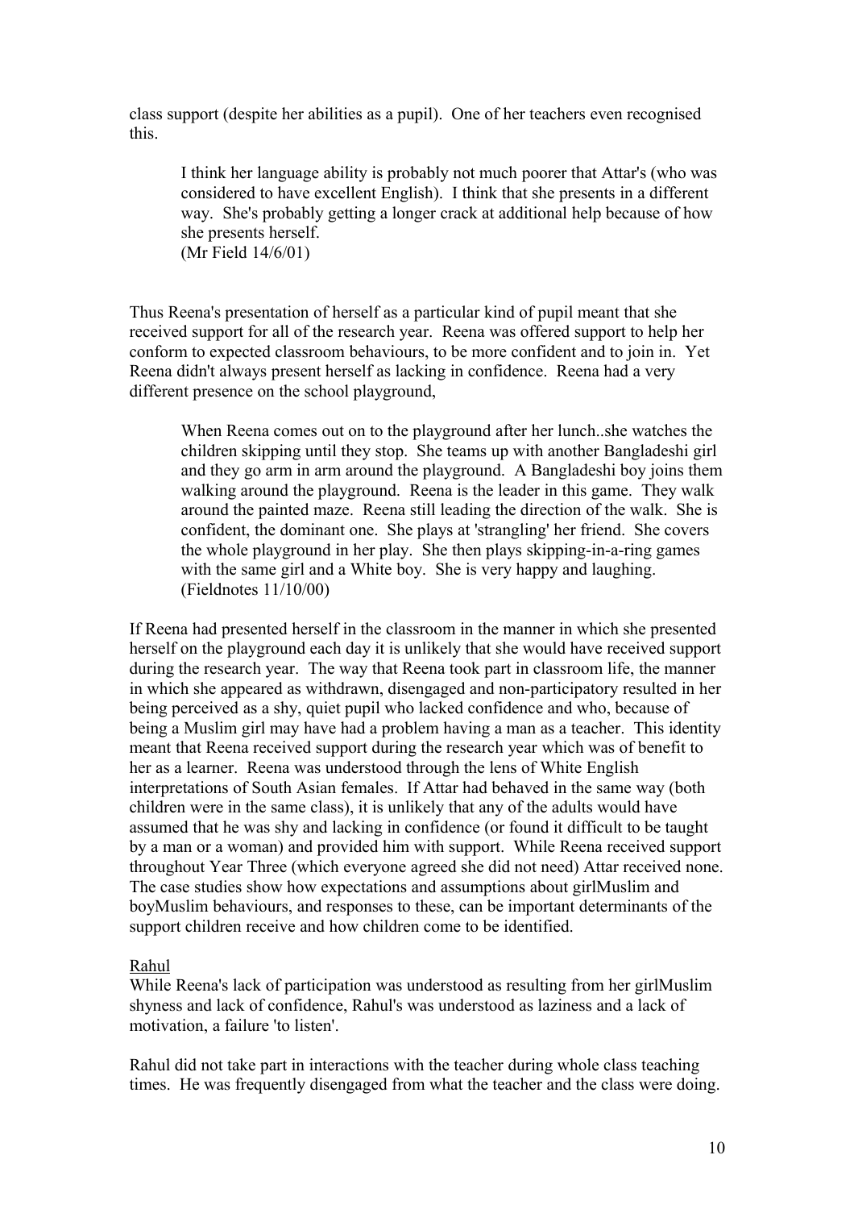class support (despite her abilities as a pupil). One of her teachers even recognised this.

> I think her language ability is probably not much poorer that Attar's (who was considered to have excellent English). I think that she presents in a different way. She's probably getting a longer crack at additional help because of how she presents herself.
> (Mr Field 14/6/01)

Thus Reena's presentation of herself as a particular kind of pupil meant that she received support for all of the research year. Reena was offered support to help her conform to expected classroom behaviours, to be more confident and to join in. Yet Reena didn't always present herself as lacking in confidence. Reena had a very different presence on the school playground,

> When Reena comes out on to the playground after her lunch..she watches the children skipping until they stop. She teams up with another Bangladeshi girl and they go arm in arm around the playground. A Bangladeshi boy joins them walking around the playground. Reena is the leader in this game. They walk around the painted maze. Reena still leading the direction of the walk. She is confident, the dominant one. She plays at 'strangling' her friend. She covers the whole playground in her play. She then plays skipping-in-a-ring games with the same girl and a White boy. She is very happy and laughing.
> (Fieldnotes 11/10/00)

If Reena had presented herself in the classroom in the manner in which she presented herself on the playground each day it is unlikely that she would have received support during the research year. The way that Reena took part in classroom life, the manner in which she appeared as withdrawn, disengaged and non-participatory resulted in her being perceived as a shy, quiet pupil who lacked confidence and who, because of being a Muslim girl may have had a problem having a man as a teacher. This identity meant that Reena received support during the research year which was of benefit to her as a learner. Reena was understood through the lens of White English interpretations of South Asian females. If Attar had behaved in the same way (both children were in the same class), it is unlikely that any of the adults would have assumed that he was shy and lacking in confidence (or found it difficult to be taught by a man or a woman) and provided him with support. While Reena received support throughout Year Three (which everyone agreed she did not need) Attar received none. The case studies show how expectations and assumptions about girlMuslim and boyMuslim behaviours, and responses to these, can be important determinants of the support children receive and how children come to be identified.

<u>Rahul</u>

While Reena's lack of participation was understood as resulting from her girlMuslim shyness and lack of confidence, Rahul's was understood as laziness and a lack of motivation, a failure 'to listen'.

Rahul did not take part in interactions with the teacher during whole class teaching times. He was frequently disengaged from what the teacher and the class were doing.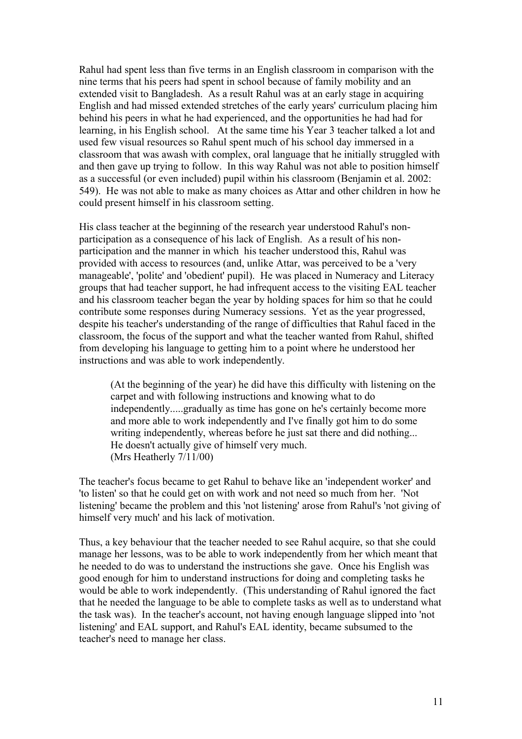Rahul had spent less than five terms in an English classroom in comparison with the nine terms that his peers had spent in school because of family mobility and an extended visit to Bangladesh. As a result Rahul was at an early stage in acquiring English and had missed extended stretches of the early years' curriculum placing him behind his peers in what he had experienced, and the opportunities he had had for learning, in his English school. At the same time his Year 3 teacher talked a lot and used few visual resources so Rahul spent much of his school day immersed in a classroom that was awash with complex, oral language that he initially struggled with and then gave up trying to follow. In this way Rahul was not able to position himself as a successful (or even included) pupil within his classroom (Benjamin et al. 2002: 549). He was not able to make as many choices as Attar and other children in how he could present himself in his classroom setting.

His class teacher at the beginning of the research year understood Rahul's non-participation as a consequence of his lack of English. As a result of his non-participation and the manner in which his teacher understood this, Rahul was provided with access to resources (and, unlike Attar, was perceived to be a 'very manageable', 'polite' and 'obedient' pupil). He was placed in Numeracy and Literacy groups that had teacher support, he had infrequent access to the visiting EAL teacher and his classroom teacher began the year by holding spaces for him so that he could contribute some responses during Numeracy sessions. Yet as the year progressed, despite his teacher's understanding of the range of difficulties that Rahul faced in the classroom, the focus of the support and what the teacher wanted from Rahul, shifted from developing his language to getting him to a point where he understood her instructions and was able to work independently.

> (At the beginning of the year) he did have this difficulty with listening on the carpet and with following instructions and knowing what to do independently.....gradually as time has gone on he's certainly become more and more able to work independently and I've finally got him to do some writing independently, whereas before he just sat there and did nothing... He doesn't actually give of himself very much.
> (Mrs Heatherly 7/11/00)

The teacher's focus became to get Rahul to behave like an 'independent worker' and 'to listen' so that he could get on with work and not need so much from her. 'Not listening' became the problem and this 'not listening' arose from Rahul's 'not giving of himself very much' and his lack of motivation.

Thus, a key behaviour that the teacher needed to see Rahul acquire, so that she could manage her lessons, was to be able to work independently from her which meant that he needed to do was to understand the instructions she gave. Once his English was good enough for him to understand instructions for doing and completing tasks he would be able to work independently. (This understanding of Rahul ignored the fact that he needed the language to be able to complete tasks as well as to understand what the task was). In the teacher's account, not having enough language slipped into 'not listening' and EAL support, and Rahul's EAL identity, became subsumed to the teacher's need to manage her class.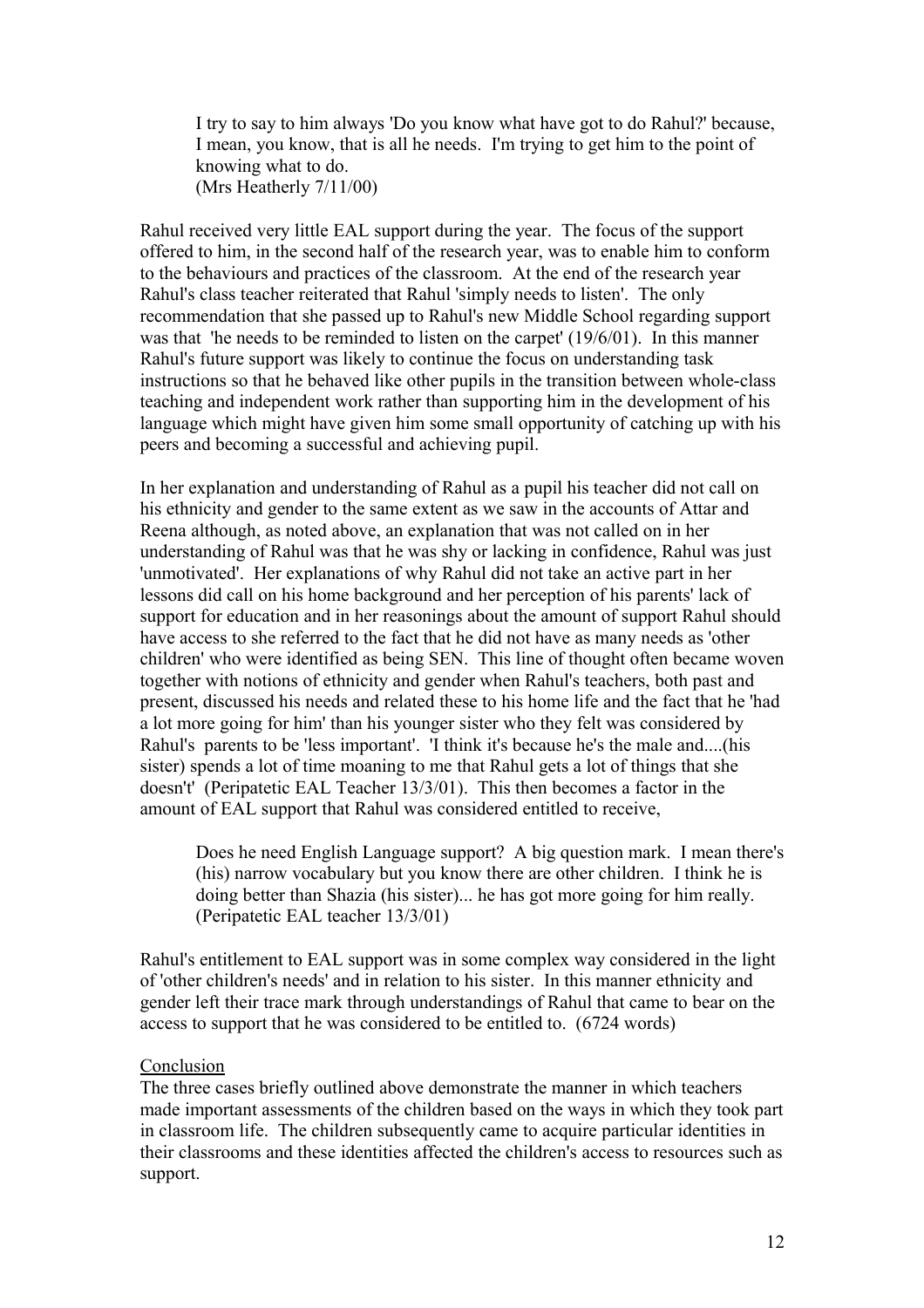> I try to say to him always 'Do you know what have got to do Rahul?' because, I mean, you know, that is all he needs. I'm trying to get him to the point of knowing what to do.
> (Mrs Heatherly 7/11/00)

Rahul received very little EAL support during the year. The focus of the support offered to him, in the second half of the research year, was to enable him to conform to the behaviours and practices of the classroom. At the end of the research year Rahul's class teacher reiterated that Rahul 'simply needs to listen'. The only recommendation that she passed up to Rahul's new Middle School regarding support was that 'he needs to be reminded to listen on the carpet' (19/6/01). In this manner Rahul's future support was likely to continue the focus on understanding task instructions so that he behaved like other pupils in the transition between whole-class teaching and independent work rather than supporting him in the development of his language which might have given him some small opportunity of catching up with his peers and becoming a successful and achieving pupil.

In her explanation and understanding of Rahul as a pupil his teacher did not call on his ethnicity and gender to the same extent as we saw in the accounts of Attar and Reena although, as noted above, an explanation that was not called on in her understanding of Rahul was that he was shy or lacking in confidence, Rahul was just 'unmotivated'. Her explanations of why Rahul did not take an active part in her lessons did call on his home background and her perception of his parents' lack of support for education and in her reasonings about the amount of support Rahul should have access to she referred to the fact that he did not have as many needs as 'other children' who were identified as being SEN. This line of thought often became woven together with notions of ethnicity and gender when Rahul's teachers, both past and present, discussed his needs and related these to his home life and the fact that he 'had a lot more going for him' than his younger sister who they felt was considered by Rahul's parents to be 'less important'. 'I think it's because he's the male and....(his sister) spends a lot of time moaning to me that Rahul gets a lot of things that she doesn't' (Peripatetic EAL Teacher 13/3/01). This then becomes a factor in the amount of EAL support that Rahul was considered entitled to receive,

> Does he need English Language support? A big question mark. I mean there's (his) narrow vocabulary but you know there are other children. I think he is doing better than Shazia (his sister)... he has got more going for him really.
> (Peripatetic EAL teacher 13/3/01)

Rahul's entitlement to EAL support was in some complex way considered in the light of 'other children's needs' and in relation to his sister. In this manner ethnicity and gender left their trace mark through understandings of Rahul that came to bear on the access to support that he was considered to be entitled to. (6724 words)

## Conclusion

The three cases briefly outlined above demonstrate the manner in which teachers made important assessments of the children based on the ways in which they took part in classroom life. The children subsequently came to acquire particular identities in their classrooms and these identities affected the children's access to resources such as support.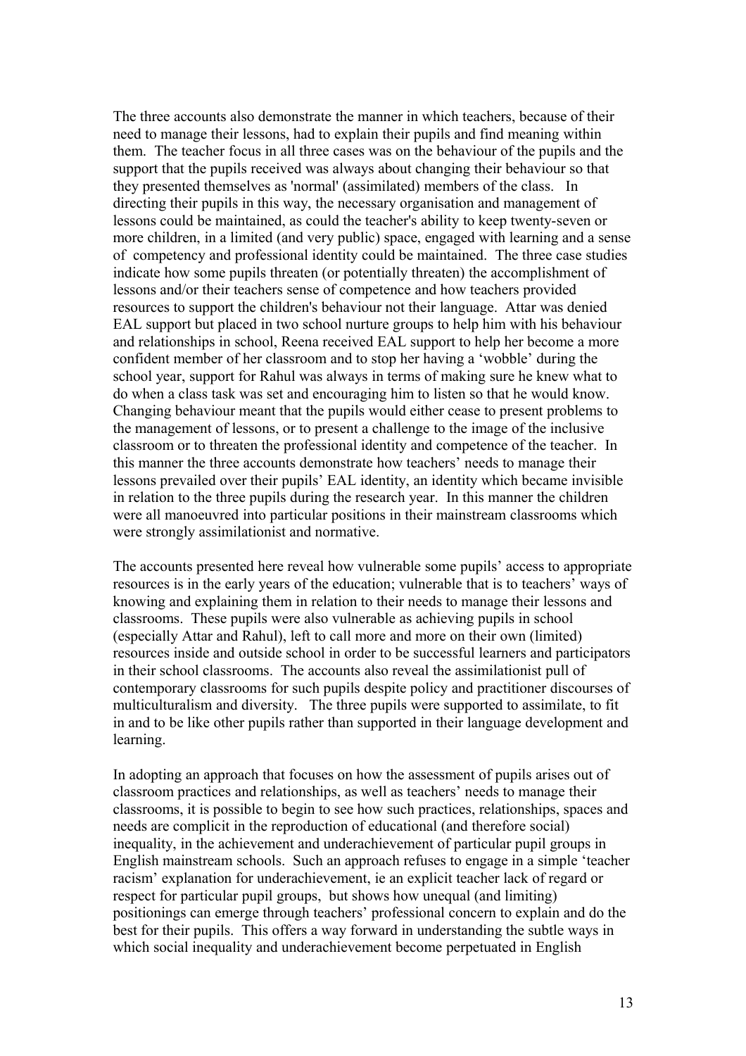The three accounts also demonstrate the manner in which teachers, because of their need to manage their lessons, had to explain their pupils and find meaning within them. The teacher focus in all three cases was on the behaviour of the pupils and the support that the pupils received was always about changing their behaviour so that they presented themselves as 'normal' (assimilated) members of the class. In directing their pupils in this way, the necessary organisation and management of lessons could be maintained, as could the teacher's ability to keep twenty-seven or more children, in a limited (and very public) space, engaged with learning and a sense of competency and professional identity could be maintained. The three case studies indicate how some pupils threaten (or potentially threaten) the accomplishment of lessons and/or their teachers sense of competence and how teachers provided resources to support the children's behaviour not their language. Attar was denied EAL support but placed in two school nurture groups to help him with his behaviour and relationships in school, Reena received EAL support to help her become a more confident member of her classroom and to stop her having a 'wobble' during the school year, support for Rahul was always in terms of making sure he knew what to do when a class task was set and encouraging him to listen so that he would know. Changing behaviour meant that the pupils would either cease to present problems to the management of lessons, or to present a challenge to the image of the inclusive classroom or to threaten the professional identity and competence of the teacher. In this manner the three accounts demonstrate how teachers' needs to manage their lessons prevailed over their pupils' EAL identity, an identity which became invisible in relation to the three pupils during the research year. In this manner the children were all manoeuvred into particular positions in their mainstream classrooms which were strongly assimilationist and normative.

The accounts presented here reveal how vulnerable some pupils' access to appropriate resources is in the early years of the education; vulnerable that is to teachers' ways of knowing and explaining them in relation to their needs to manage their lessons and classrooms. These pupils were also vulnerable as achieving pupils in school (especially Attar and Rahul), left to call more and more on their own (limited) resources inside and outside school in order to be successful learners and participators in their school classrooms. The accounts also reveal the assimilationist pull of contemporary classrooms for such pupils despite policy and practitioner discourses of multiculturalism and diversity. The three pupils were supported to assimilate, to fit in and to be like other pupils rather than supported in their language development and learning.

In adopting an approach that focuses on how the assessment of pupils arises out of classroom practices and relationships, as well as teachers' needs to manage their classrooms, it is possible to begin to see how such practices, relationships, spaces and needs are complicit in the reproduction of educational (and therefore social) inequality, in the achievement and underachievement of particular pupil groups in English mainstream schools. Such an approach refuses to engage in a simple 'teacher racism' explanation for underachievement, ie an explicit teacher lack of regard or respect for particular pupil groups, but shows how unequal (and limiting) positionings can emerge through teachers' professional concern to explain and do the best for their pupils. This offers a way forward in understanding the subtle ways in which social inequality and underachievement become perpetuated in English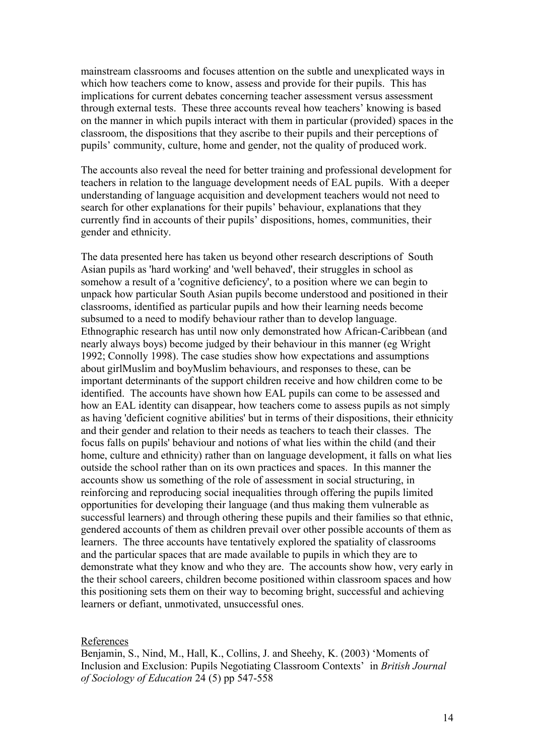mainstream classrooms and focuses attention on the subtle and unexplicated ways in which how teachers come to know, assess and provide for their pupils. This has implications for current debates concerning teacher assessment versus assessment through external tests. These three accounts reveal how teachers' knowing is based on the manner in which pupils interact with them in particular (provided) spaces in the classroom, the dispositions that they ascribe to their pupils and their perceptions of pupils' community, culture, home and gender, not the quality of produced work.

The accounts also reveal the need for better training and professional development for teachers in relation to the language development needs of EAL pupils. With a deeper understanding of language acquisition and development teachers would not need to search for other explanations for their pupils' behaviour, explanations that they currently find in accounts of their pupils' dispositions, homes, communities, their gender and ethnicity.

The data presented here has taken us beyond other research descriptions of South Asian pupils as 'hard working' and 'well behaved', their struggles in school as somehow a result of a 'cognitive deficiency', to a position where we can begin to unpack how particular South Asian pupils become understood and positioned in their classrooms, identified as particular pupils and how their learning needs become subsumed to a need to modify behaviour rather than to develop language. Ethnographic research has until now only demonstrated how African-Caribbean (and nearly always boys) become judged by their behaviour in this manner (eg Wright 1992; Connolly 1998). The case studies show how expectations and assumptions about girlMuslim and boyMuslim behaviours, and responses to these, can be important determinants of the support children receive and how children come to be identified. The accounts have shown how EAL pupils can come to be assessed and how an EAL identity can disappear, how teachers come to assess pupils as not simply as having 'deficient cognitive abilities' but in terms of their dispositions, their ethnicity and their gender and relation to their needs as teachers to teach their classes. The focus falls on pupils' behaviour and notions of what lies within the child (and their home, culture and ethnicity) rather than on language development, it falls on what lies outside the school rather than on its own practices and spaces. In this manner the accounts show us something of the role of assessment in social structuring, in reinforcing and reproducing social inequalities through offering the pupils limited opportunities for developing their language (and thus making them vulnerable as successful learners) and through othering these pupils and their families so that ethnic, gendered accounts of them as children prevail over other possible accounts of them as learners. The three accounts have tentatively explored the spatiality of classrooms and the particular spaces that are made available to pupils in which they are to demonstrate what they know and who they are. The accounts show how, very early in the their school careers, children become positioned within classroom spaces and how this positioning sets them on their way to becoming bright, successful and achieving learners or defiant, unmotivated, unsuccessful ones.

## References

Benjamin, S., Nind, M., Hall, K., Collins, J. and Sheehy, K. (2003) 'Moments of Inclusion and Exclusion: Pupils Negotiating Classroom Contexts' in *British Journal of Sociology of Education* 24 (5) pp 547-558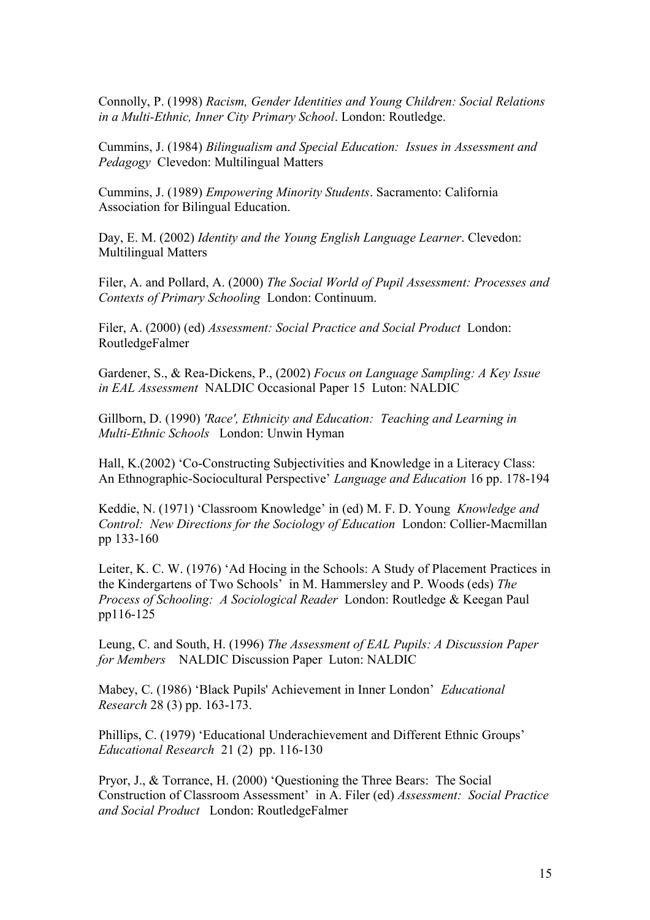Connolly, P. (1998) *Racism, Gender Identities and Young Children: Social Relations in a Multi-Ethnic, Inner City Primary School*. London: Routledge.

Cummins, J. (1984) *Bilingualism and Special Education: Issues in Assessment and Pedagogy* Clevedon: Multilingual Matters

Cummins, J. (1989) *Empowering Minority Students*. Sacramento: California Association for Bilingual Education.

Day, E. M. (2002) *Identity and the Young English Language Learner*. Clevedon: Multilingual Matters

Filer, A. and Pollard, A. (2000) *The Social World of Pupil Assessment: Processes and Contexts of Primary Schooling* London: Continuum.

Filer, A. (2000) (ed) *Assessment: Social Practice and Social Product* London: RoutledgeFalmer

Gardener, S., & Rea-Dickens, P., (2002) *Focus on Language Sampling: A Key Issue in EAL Assessment* NALDIC Occasional Paper 15 Luton: NALDIC

Gillborn, D. (1990) *'Race', Ethnicity and Education: Teaching and Learning in Multi-Ethnic Schools* London: Unwin Hyman

Hall, K.(2002) 'Co-Constructing Subjectivities and Knowledge in a Literacy Class: An Ethnographic-Sociocultural Perspective' *Language and Education* 16 pp. 178-194

Keddie, N. (1971) 'Classroom Knowledge' in (ed) M. F. D. Young *Knowledge and Control: New Directions for the Sociology of Education* London: Collier-Macmillan pp 133-160

Leiter, K. C. W. (1976) 'Ad Hocing in the Schools: A Study of Placement Practices in the Kindergartens of Two Schools' in M. Hammersley and P. Woods (eds) *The Process of Schooling: A Sociological Reader* London: Routledge & Keegan Paul pp116-125

Leung, C. and South, H. (1996) *The Assessment of EAL Pupils: A Discussion Paper for Members* NALDIC Discussion Paper Luton: NALDIC

Mabey, C. (1986) 'Black Pupils' Achievement in Inner London' *Educational Research* 28 (3) pp. 163-173.

Phillips, C. (1979) 'Educational Underachievement and Different Ethnic Groups' *Educational Research* 21 (2) pp. 116-130

Pryor, J., & Torrance, H. (2000) 'Questioning the Three Bears: The Social Construction of Classroom Assessment' in A. Filer (ed) *Assessment: Social Practice and Social Product* London: RoutledgeFalmer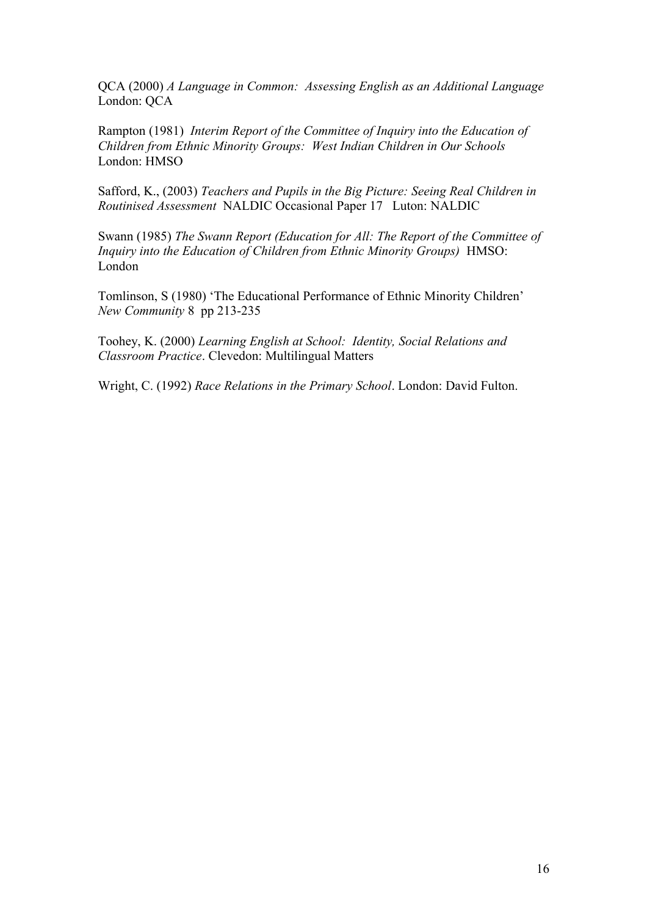QCA (2000) *A Language in Common: Assessing English as an Additional Language* London: QCA

Rampton (1981) *Interim Report of the Committee of Inquiry into the Education of Children from Ethnic Minority Groups: West Indian Children in Our Schools* London: HMSO

Safford, K., (2003) *Teachers and Pupils in the Big Picture: Seeing Real Children in Routinised Assessment* NALDIC Occasional Paper 17 Luton: NALDIC

Swann (1985) *The Swann Report (Education for All: The Report of the Committee of Inquiry into the Education of Children from Ethnic Minority Groups)* HMSO: London

Tomlinson, S (1980) 'The Educational Performance of Ethnic Minority Children' *New Community* 8 pp 213-235

Toohey, K. (2000) *Learning English at School: Identity, Social Relations and Classroom Practice*. Clevedon: Multilingual Matters

Wright, C. (1992) *Race Relations in the Primary School*. London: David Fulton.